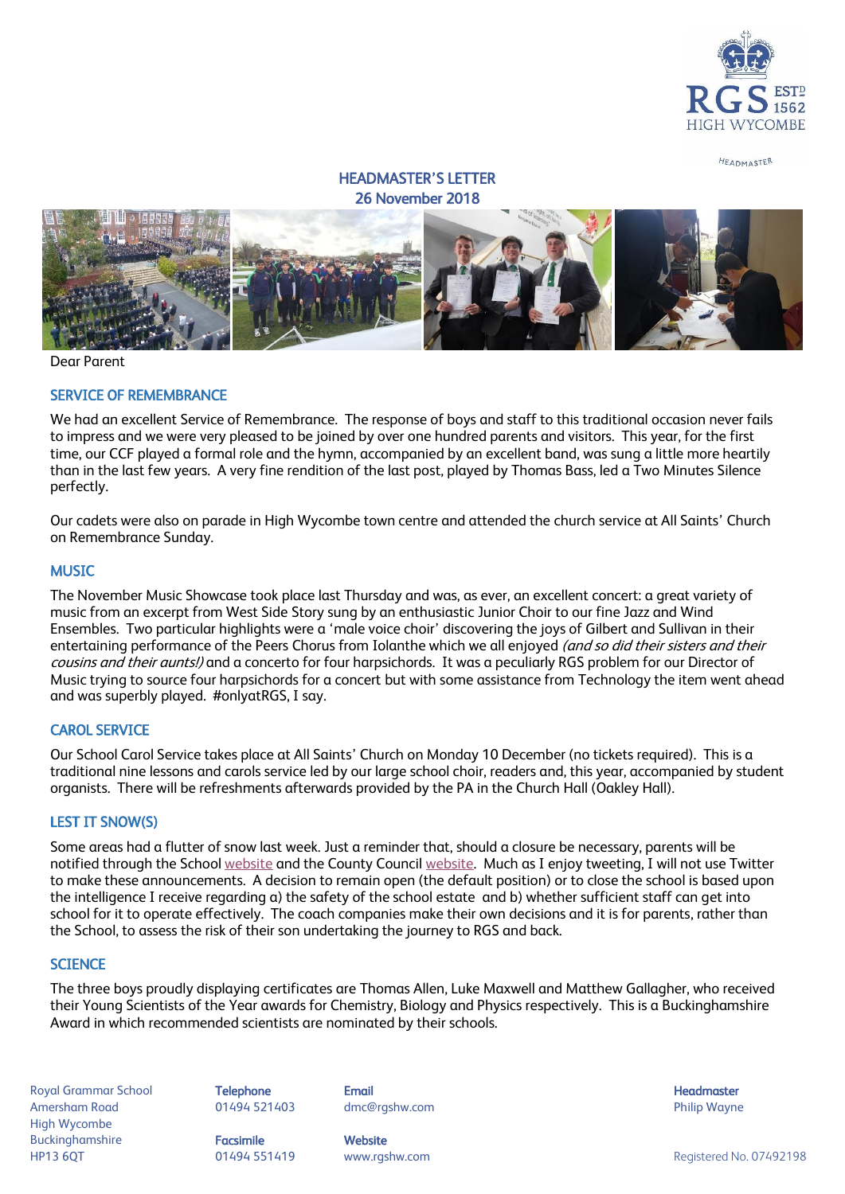# HEADMASTER'S LETTER
## 26 November 2018

Dear Parent

### SERVICE OF REMEMBRANCE

We had an excellent Service of Remembrance. The response of boys and staff to this traditional occasion never fails to impress and we were very pleased to be joined by over one hundred parents and visitors. This year, for the first time, our CCF played a formal role and the hymn, accompanied by an excellent band, was sung a little more heartily than in the last few years. A very fine rendition of the last post, played by Thomas Bass, led a Two Minutes Silence perfectly.

Our cadets were also on parade in High Wycombe town centre and attended the church service at All Saints' Church on Remembrance Sunday.

### MUSIC

The November Music Showcase took place last Thursday and was, as ever, an excellent concert: a great variety of music from an excerpt from West Side Story sung by an enthusiastic Junior Choir to our fine Jazz and Wind Ensembles. Two particular highlights were a 'male voice choir' discovering the joys of Gilbert and Sullivan in their entertaining performance of the Peers Chorus from Iolanthe which we all enjoyed *(and so did their sisters and their cousins and their aunts!)* and a concerto for four harpsichords. It was a peculiarly RGS problem for our Director of Music trying to source four harpsichords for a concert but with some assistance from Technology the item went ahead and was superbly played. #onlyatRGS, I say.

### CAROL SERVICE

Our School Carol Service takes place at All Saints' Church on Monday 10 December (no tickets required). This is a traditional nine lessons and carols service led by our large school choir, readers and, this year, accompanied by student organists. There will be refreshments afterwards provided by the PA in the Church Hall (Oakley Hall).

### LEST IT SNOW(S)

Some areas had a flutter of snow last week. Just a reminder that, should a closure be necessary, parents will be notified through the School website and the County Council website. Much as I enjoy tweeting, I will not use Twitter to make these announcements. A decision to remain open (the default position) or to close the school is based upon the intelligence I receive regarding a) the safety of the school estate and b) whether sufficient staff can get into school for it to operate effectively. The coach companies make their own decisions and it is for parents, rather than the School, to assess the risk of their son undertaking the journey to RGS and back.

### SCIENCE

The three boys proudly displaying certificates are Thomas Allen, Luke Maxwell and Matthew Gallagher, who received their Young Scientists of the Year awards for Chemistry, Biology and Physics respectively. This is a Buckinghamshire Award in which recommended scientists are nominated by their schools.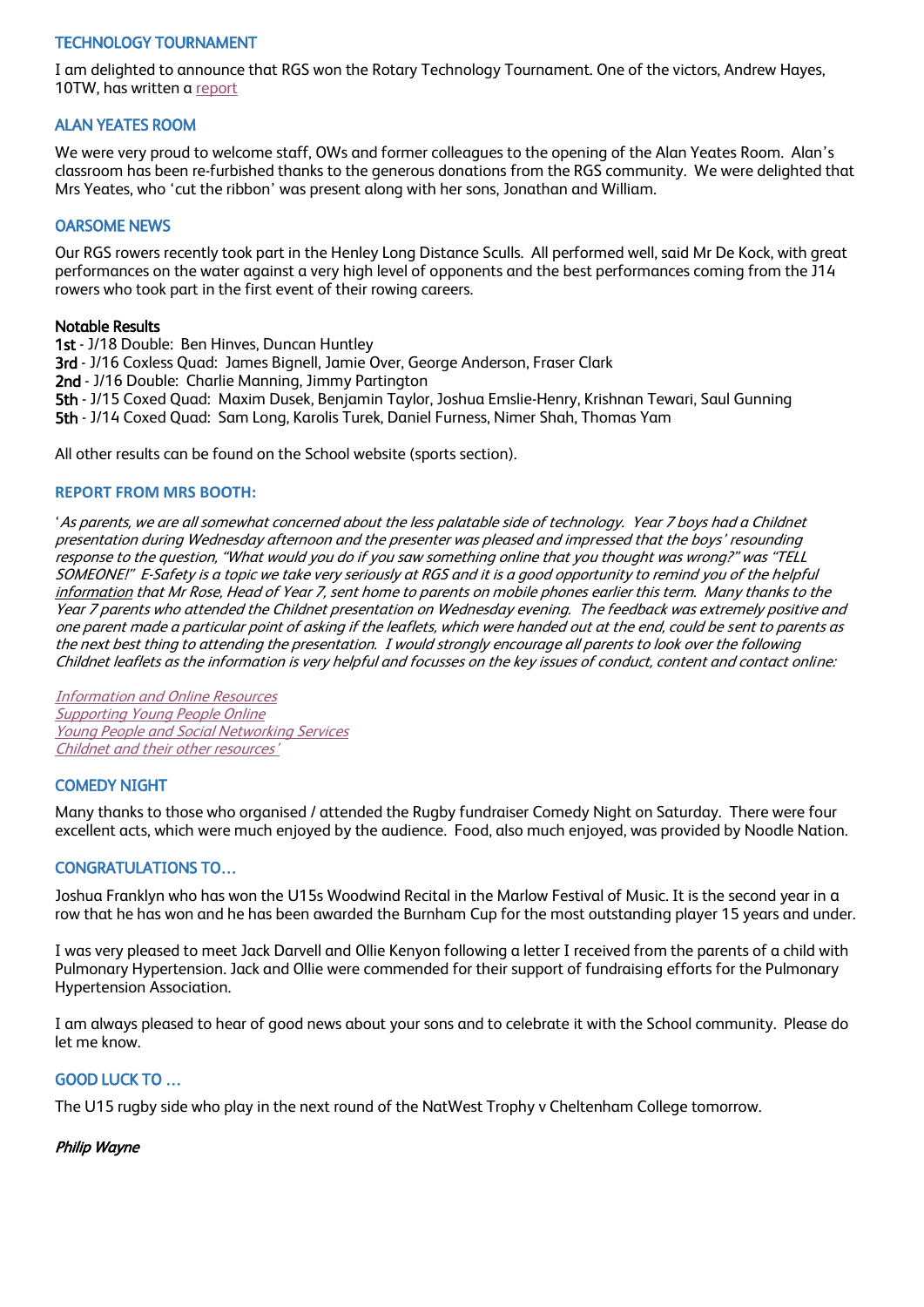## TECHNOLOGY TOURNAMENT

I am delighted to announce that RGS won the Rotary Technology Tournament. One of the victors, Andrew Hayes, 10TW, has written a report

## ALAN YEATES ROOM

We were very proud to welcome staff, OWs and former colleagues to the opening of the Alan Yeates Room. Alan's classroom has been re-furbished thanks to the generous donations from the RGS community. We were delighted that Mrs Yeates, who 'cut the ribbon' was present along with her sons, Jonathan and William.

## OARSOME NEWS

Our RGS rowers recently took part in the Henley Long Distance Sculls. All performed well, said Mr De Kock, with great performances on the water against a very high level of opponents and the best performances coming from the J14 rowers who took part in the first event of their rowing careers.

### Notable Results

**1st** - J/18 Double: Ben Hinves, Duncan Huntley
**3rd** - J/16 Coxless Quad: James Bignell, Jamie Over, George Anderson, Fraser Clark
**2nd** - J/16 Double: Charlie Manning, Jimmy Partington
**5th** - J/15 Coxed Quad: Maxim Dusek, Benjamin Taylor, Joshua Emslie-Henry, Krishnan Tewari, Saul Gunning
**5th** - J/14 Coxed Quad: Sam Long, Karolis Turek, Daniel Furness, Nimer Shah, Thomas Yam

All other results can be found on the School website (sports section).

## REPORT FROM MRS BOOTH:

'*As parents, we are all somewhat concerned about the less palatable side of technology. Year 7 boys had a Childnet presentation during Wednesday afternoon and the presenter was pleased and impressed that the boys' resounding response to the question, "What would you do if you saw something online that you thought was wrong?" was "TELL SOMEONE!" E-Safety is a topic we take very seriously at RGS and it is a good opportunity to remind you of the helpful information that Mr Rose, Head of Year 7, sent home to parents on mobile phones earlier this term. Many thanks to the Year 7 parents who attended the Childnet presentation on Wednesday evening. The feedback was extremely positive and one parent made a particular point of asking if the leaflets, which were handed out at the end, could be sent to parents as the next best thing to attending the presentation. I would strongly encourage all parents to look over the following Childnet leaflets as the information is very helpful and focusses on the key issues of conduct, content and contact online:*

*Information and Online Resources*
*Supporting Young People Online*
*Young People and Social Networking Services*
*Childnet and their other resources'*

## COMEDY NIGHT

Many thanks to those who organised / attended the Rugby fundraiser Comedy Night on Saturday. There were four excellent acts, which were much enjoyed by the audience. Food, also much enjoyed, was provided by Noodle Nation.

## CONGRATULATIONS TO…

Joshua Franklyn who has won the U15s Woodwind Recital in the Marlow Festival of Music. It is the second year in a row that he has won and he has been awarded the Burnham Cup for the most outstanding player 15 years and under.

I was very pleased to meet Jack Darvell and Ollie Kenyon following a letter I received from the parents of a child with Pulmonary Hypertension. Jack and Ollie were commended for their support of fundraising efforts for the Pulmonary Hypertension Association.

I am always pleased to hear of good news about your sons and to celebrate it with the School community. Please do let me know.

## GOOD LUCK TO …

The U15 rugby side who play in the next round of the NatWest Trophy v Cheltenham College tomorrow.

***Philip Wayne***